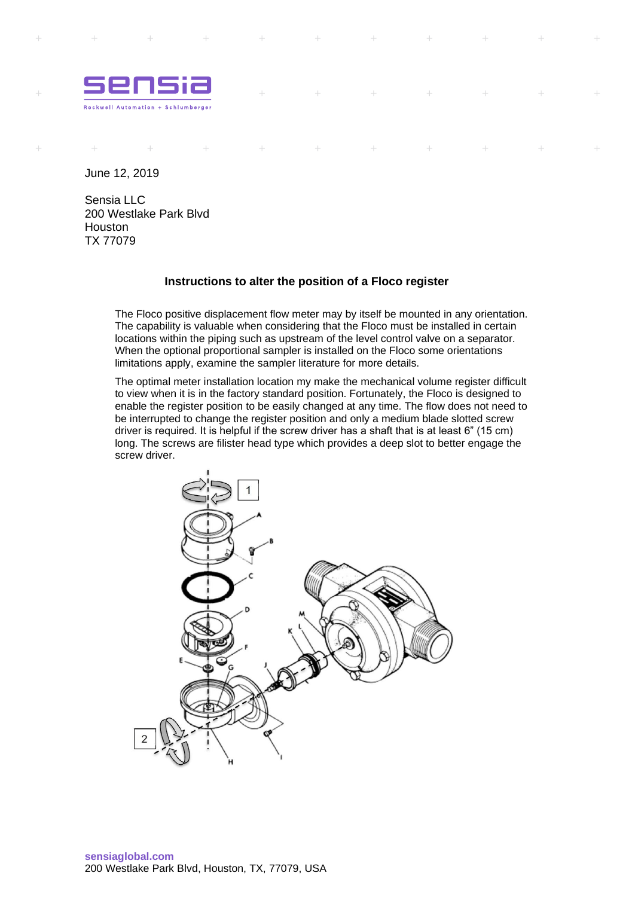June 12, 2019

Sensia LLC
200 Westlake Park Blvd
Houston
TX 77079

### Instructions to alter the position of a Floco register

The Floco positive displacement flow meter may by itself be mounted in any orientation. The capability is valuable when considering that the Floco must be installed in certain locations within the piping such as upstream of the level control valve on a separator. When the optional proportional sampler is installed on the Floco some orientations limitations apply, examine the sampler literature for more details.

The optimal meter installation location my make the mechanical volume register difficult to view when it is in the factory standard position. Fortunately, the Floco is designed to enable the register position to be easily changed at any time. The flow does not need to be interrupted to change the register position and only a medium blade slotted screw driver is required. It is helpful if the screw driver has a shaft that is at least 6" (15 cm) long. The screws are filister head type which provides a deep slot to better engage the screw driver.

sensiaglobal.com
200 Westlake Park Blvd, Houston, TX, 77079, USA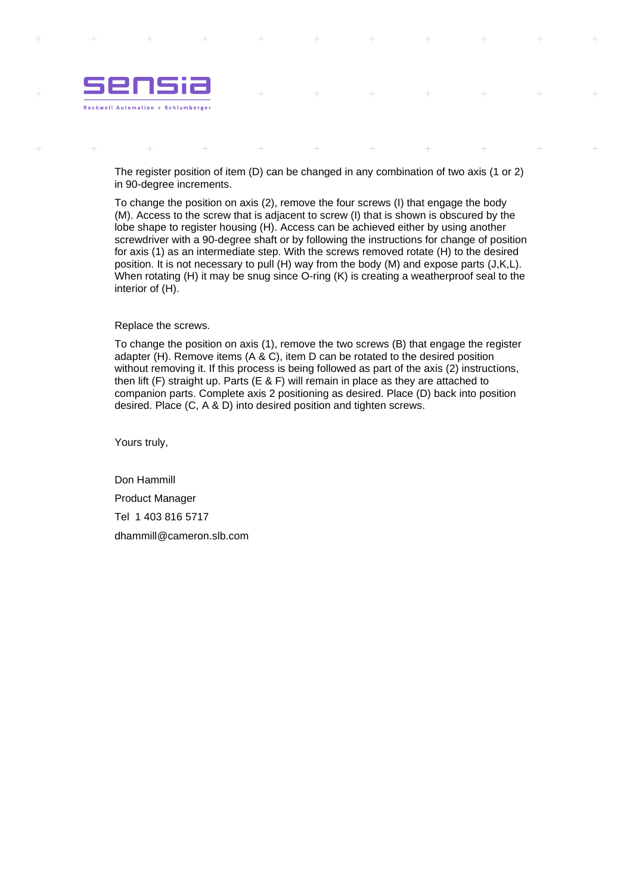The register position of item (D) can be changed in any combination of two axis (1 or 2) in 90-degree increments.

To change the position on axis (2), remove the four screws (I) that engage the body (M). Access to the screw that is adjacent to screw (I) that is shown is obscured by the lobe shape to register housing (H). Access can be achieved either by using another screwdriver with a 90-degree shaft or by following the instructions for change of position for axis (1) as an intermediate step. With the screws removed rotate (H) to the desired position. It is not necessary to pull (H) way from the body (M) and expose parts (J,K,L). When rotating (H) it may be snug since O-ring (K) is creating a weatherproof seal to the interior of (H).

Replace the screws.

To change the position on axis (1), remove the two screws (B) that engage the register adapter (H). Remove items (A & C), item D can be rotated to the desired position without removing it. If this process is being followed as part of the axis (2) instructions, then lift (F) straight up. Parts (E & F) will remain in place as they are attached to companion parts. Complete axis 2 positioning as desired. Place (D) back into position desired. Place (C, A & D) into desired position and tighten screws.

Yours truly,

Don Hammill

Product Manager

Tel 1 403 816 5717

dhammill@cameron.slb.com